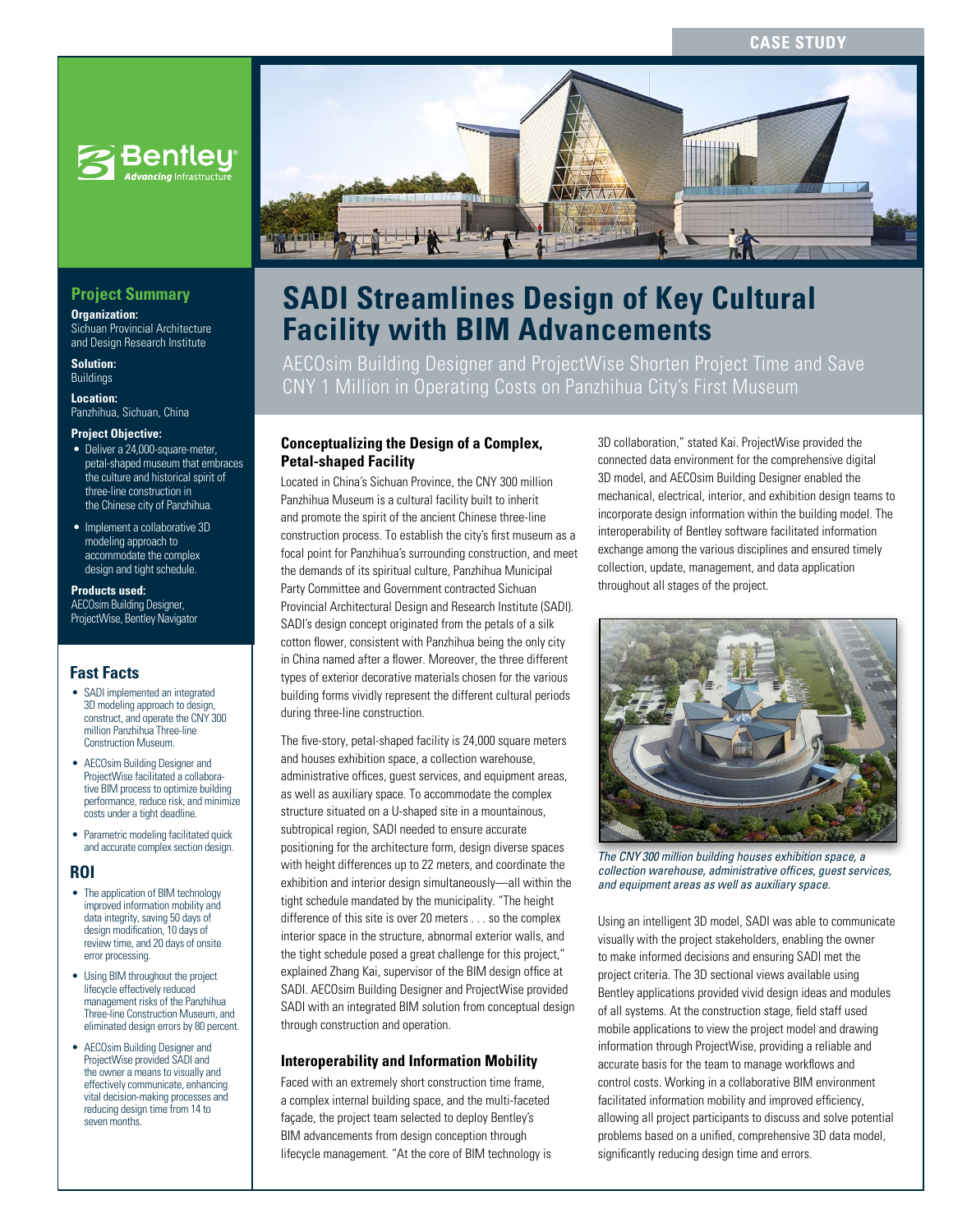CASE STUDY

# SADI Streamlines Design of Key Cultural Facility with BIM Advancements

AECOsim Building Designer and ProjectWise Shorten Project Time and Save CNY 1 Million in Operating Costs on Panzhihua City's First Museum

## Project Summary

**Organization:**
Sichuan Provincial Architecture and Design Research Institute

**Solution:**
Buildings

**Location:**
Panzhihua, Sichuan, China

**Project Objective:**

- Deliver a 24,000-square-meter, petal-shaped museum that embraces the culture and historical spirit of three-line construction in the Chinese city of Panzhihua.
- Implement a collaborative 3D modeling approach to accommodate the complex design and tight schedule.

**Products used:**
AECOsim Building Designer, ProjectWise, Bentley Navigator

## Fast Facts

- SADI implemented an integrated 3D modeling approach to design, construct, and operate the CNY 300 million Panzhihua Three-line Construction Museum.
- AECOsim Building Designer and ProjectWise facilitated a collaborative BIM process to optimize building performance, reduce risk, and minimize costs under a tight deadline.
- Parametric modeling facilitated quick and accurate complex section design.

## ROI

- The application of BIM technology improved information mobility and data integrity, saving 50 days of design modification, 10 days of review time, and 20 days of onsite error processing.
- Using BIM throughout the project lifecycle effectively reduced management risks of the Panzhihua Three-line Construction Museum, and eliminated design errors by 80 percent.
- AECOsim Building Designer and ProjectWise provided SADI and the owner a means to visually and effectively communicate, enhancing vital decision-making processes and reducing design time from 14 to seven months.

### Conceptualizing the Design of a Complex, Petal-shaped Facility

Located in China's Sichuan Province, the CNY 300 million Panzhihua Museum is a cultural facility built to inherit and promote the spirit of the ancient Chinese three-line construction process. To establish the city's first museum as a focal point for Panzhihua's surrounding construction, and meet the demands of its spiritual culture, Panzhihua Municipal Party Committee and Government contracted Sichuan Provincial Architectural Design and Research Institute (SADI). SADI's design concept originated from the petals of a silk cotton flower, consistent with Panzhihua being the only city in China named after a flower. Moreover, the three different types of exterior decorative materials chosen for the various building forms vividly represent the different cultural periods during three-line construction.

The five-story, petal-shaped facility is 24,000 square meters and houses exhibition space, a collection warehouse, administrative offices, guest services, and equipment areas, as well as auxiliary space. To accommodate the complex structure situated on a U-shaped site in a mountainous, subtropical region, SADI needed to ensure accurate positioning for the architecture form, design diverse spaces with height differences up to 22 meters, and coordinate the exhibition and interior design simultaneously—all within the tight schedule mandated by the municipality. "The height difference of this site is over 20 meters . . . so the complex interior space in the structure, abnormal exterior walls, and the tight schedule posed a great challenge for this project," explained Zhang Kai, supervisor of the BIM design office at SADI. AECOsim Building Designer and ProjectWise provided SADI with an integrated BIM solution from conceptual design through construction and operation.

### Interoperability and Information Mobility

Faced with an extremely short construction time frame, a complex internal building space, and the multi-faceted façade, the project team selected to deploy Bentley's BIM advancements from design conception through lifecycle management. "At the core of BIM technology is 3D collaboration," stated Kai. ProjectWise provided the connected data environment for the comprehensive digital 3D model, and AECOsim Building Designer enabled the mechanical, electrical, interior, and exhibition design teams to incorporate design information within the building model. The interoperability of Bentley software facilitated information exchange among the various disciplines and ensured timely collection, update, management, and data application throughout all stages of the project.

*The CNY 300 million building houses exhibition space, a collection warehouse, administrative offices, guest services, and equipment areas as well as auxiliary space.*

Using an intelligent 3D model, SADI was able to communicate visually with the project stakeholders, enabling the owner to make informed decisions and ensuring SADI met the project criteria. The 3D sectional views available using Bentley applications provided vivid design ideas and modules of all systems. At the construction stage, field staff used mobile applications to view the project model and drawing information through ProjectWise, providing a reliable and accurate basis for the team to manage workflows and control costs. Working in a collaborative BIM environment facilitated information mobility and improved efficiency, allowing all project participants to discuss and solve potential problems based on a unified, comprehensive 3D data model, significantly reducing design time and errors.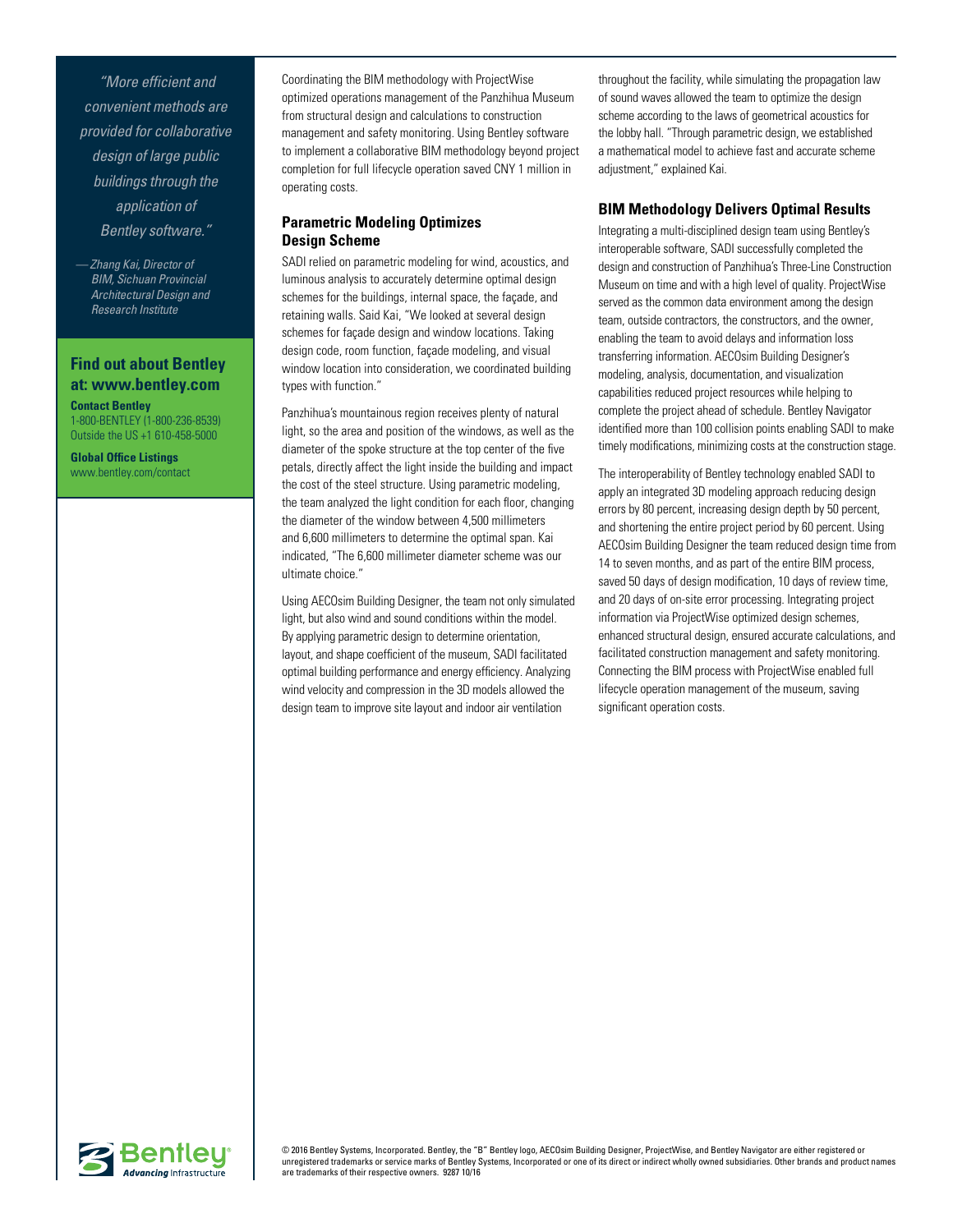*"More efficient and convenient methods are provided for collaborative design of large public buildings through the application of Bentley software."*

*— Zhang Kai, Director of BIM, Sichuan Provincial Architectural Design and Research Institute*

## Find out about Bentley at: www.bentley.com

**Contact Bentley**
1-800-BENTLEY (1-800-236-8539)
Outside the US +1 610-458-5000

**Global Office Listings**
www.bentley.com/contact

Coordinating the BIM methodology with ProjectWise optimized operations management of the Panzhihua Museum from structural design and calculations to construction management and safety monitoring. Using Bentley software to implement a collaborative BIM methodology beyond project completion for full lifecycle operation saved CNY 1 million in operating costs.

### Parametric Modeling Optimizes Design Scheme

SADI relied on parametric modeling for wind, acoustics, and luminous analysis to accurately determine optimal design schemes for the buildings, internal space, the façade, and retaining walls. Said Kai, "We looked at several design schemes for façade design and window locations. Taking design code, room function, façade modeling, and visual window location into consideration, we coordinated building types with function."

Panzhihua's mountainous region receives plenty of natural light, so the area and position of the windows, as well as the diameter of the spoke structure at the top center of the five petals, directly affect the light inside the building and impact the cost of the steel structure. Using parametric modeling, the team analyzed the light condition for each floor, changing the diameter of the window between 4,500 millimeters and 6,600 millimeters to determine the optimal span. Kai indicated, "The 6,600 millimeter diameter scheme was our ultimate choice."

Using AECOsim Building Designer, the team not only simulated light, but also wind and sound conditions within the model. By applying parametric design to determine orientation, layout, and shape coefficient of the museum, SADI facilitated optimal building performance and energy efficiency. Analyzing wind velocity and compression in the 3D models allowed the design team to improve site layout and indoor air ventilation throughout the facility, while simulating the propagation law of sound waves allowed the team to optimize the design scheme according to the laws of geometrical acoustics for the lobby hall. "Through parametric design, we established a mathematical model to achieve fast and accurate scheme adjustment," explained Kai.

### BIM Methodology Delivers Optimal Results

Integrating a multi-disciplined design team using Bentley's interoperable software, SADI successfully completed the design and construction of Panzhihua's Three-Line Construction Museum on time and with a high level of quality. ProjectWise served as the common data environment among the design team, outside contractors, the constructors, and the owner, enabling the team to avoid delays and information loss transferring information. AECOsim Building Designer's modeling, analysis, documentation, and visualization capabilities reduced project resources while helping to complete the project ahead of schedule. Bentley Navigator identified more than 100 collision points enabling SADI to make timely modifications, minimizing costs at the construction stage.

The interoperability of Bentley technology enabled SADI to apply an integrated 3D modeling approach reducing design errors by 80 percent, increasing design depth by 50 percent, and shortening the entire project period by 60 percent. Using AECOsim Building Designer the team reduced design time from 14 to seven months, and as part of the entire BIM process, saved 50 days of design modification, 10 days of review time, and 20 days of on-site error processing. Integrating project information via ProjectWise optimized design schemes, enhanced structural design, ensured accurate calculations, and facilitated construction management and safety monitoring. Connecting the BIM process with ProjectWise enabled full lifecycle operation management of the museum, saving significant operation costs.

Bentley — Advancing Infrastructure

© 2016 Bentley Systems, Incorporated. Bentley, the "B" Bentley logo, AECOsim Building Designer, ProjectWise, and Bentley Navigator are either registered or unregistered trademarks or service marks of Bentley Systems, Incorporated or one of its direct or indirect wholly owned subsidiaries. Other brands and product names are trademarks of their respective owners. 9287 10/16